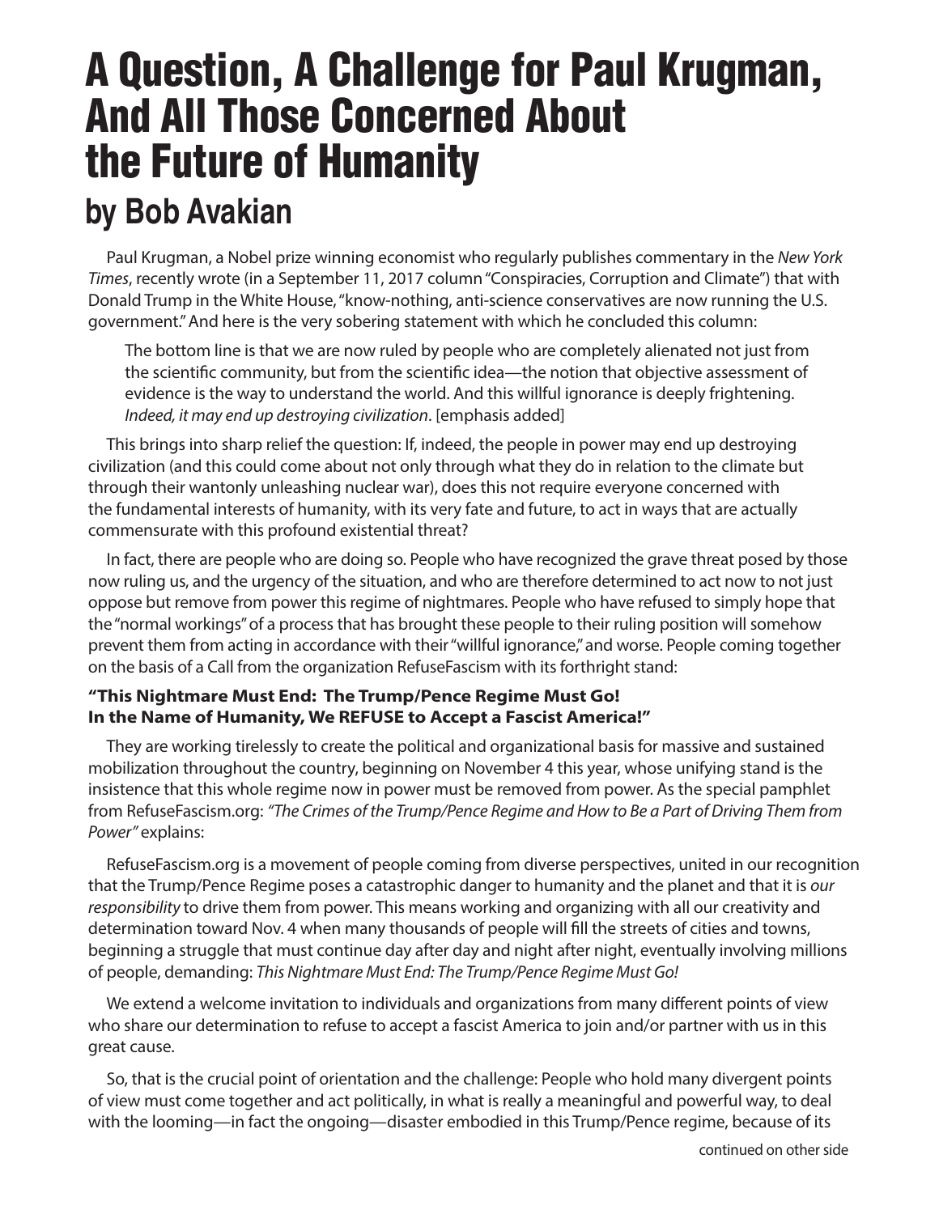# A Question, A Challenge for Paul Krugman, And All Those Concerned About the Future of Humanity

## by Bob Avakian

Paul Krugman, a Nobel prize winning economist who regularly publishes commentary in the *New York Times*, recently wrote (in a September 11, 2017 column "Conspiracies, Corruption and Climate") that with Donald Trump in the White House, "know-nothing, anti-science conservatives are now running the U.S. government." And here is the very sobering statement with which he concluded this column:

> The bottom line is that we are now ruled by people who are completely alienated not just from the scientific community, but from the scientific idea—the notion that objective assessment of evidence is the way to understand the world. And this willful ignorance is deeply frightening. *Indeed, it may end up destroying civilization*. [emphasis added]

This brings into sharp relief the question: If, indeed, the people in power may end up destroying civilization (and this could come about not only through what they do in relation to the climate but through their wantonly unleashing nuclear war), does this not require everyone concerned with the fundamental interests of humanity, with its very fate and future, to act in ways that are actually commensurate with this profound existential threat?

In fact, there are people who are doing so. People who have recognized the grave threat posed by those now ruling us, and the urgency of the situation, and who are therefore determined to act now to not just oppose but remove from power this regime of nightmares. People who have refused to simply hope that the "normal workings" of a process that has brought these people to their ruling position will somehow prevent them from acting in accordance with their "willful ignorance," and worse. People coming together on the basis of a Call from the organization RefuseFascism with its forthright stand:

**"This Nightmare Must End: The Trump/Pence Regime Must Go! In the Name of Humanity, We REFUSE to Accept a Fascist America!"**

They are working tirelessly to create the political and organizational basis for massive and sustained mobilization throughout the country, beginning on November 4 this year, whose unifying stand is the insistence that this whole regime now in power must be removed from power. As the special pamphlet from RefuseFascism.org: *"The Crimes of the Trump/Pence Regime and How to Be a Part of Driving Them from Power"* explains:

> RefuseFascism.org is a movement of people coming from diverse perspectives, united in our recognition that the Trump/Pence Regime poses a catastrophic danger to humanity and the planet and that it is *our responsibility* to drive them from power. This means working and organizing with all our creativity and determination toward Nov. 4 when many thousands of people will fill the streets of cities and towns, beginning a struggle that must continue day after day and night after night, eventually involving millions of people, demanding: *This Nightmare Must End: The Trump/Pence Regime Must Go!*
>
> We extend a welcome invitation to individuals and organizations from many different points of view who share our determination to refuse to accept a fascist America to join and/or partner with us in this great cause.

So, that is the crucial point of orientation and the challenge: People who hold many divergent points of view must come together and act politically, in what is really a meaningful and powerful way, to deal with the looming—in fact the ongoing—disaster embodied in this Trump/Pence regime, because of its

continued on other side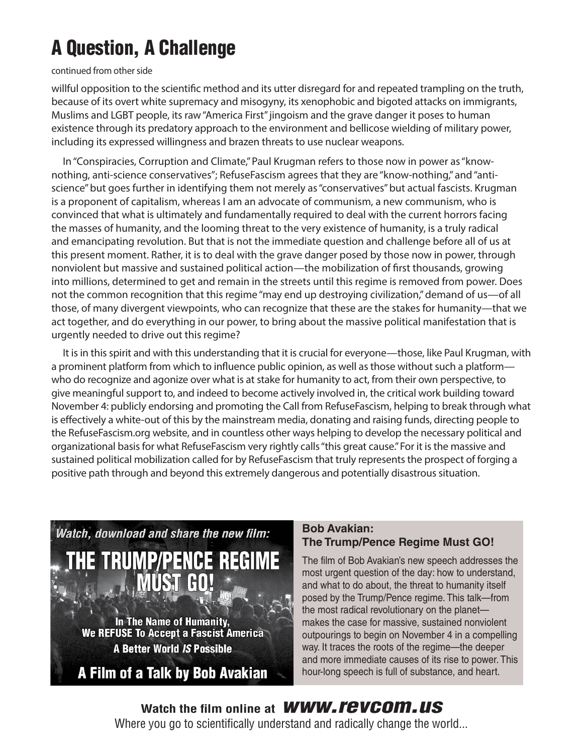# A Question, A Challenge

continued from other side

willful opposition to the scientific method and its utter disregard for and repeated trampling on the truth, because of its overt white supremacy and misogyny, its xenophobic and bigoted attacks on immigrants, Muslims and LGBT people, its raw "America First" jingoism and the grave danger it poses to human existence through its predatory approach to the environment and bellicose wielding of military power, including its expressed willingness and brazen threats to use nuclear weapons.

In "Conspiracies, Corruption and Climate," Paul Krugman refers to those now in power as "know-nothing, anti-science conservatives"; RefuseFascism agrees that they are "know-nothing," and "anti-science" but goes further in identifying them not merely as "conservatives" but actual fascists. Krugman is a proponent of capitalism, whereas I am an advocate of communism, a new communism, who is convinced that what is ultimately and fundamentally required to deal with the current horrors facing the masses of humanity, and the looming threat to the very existence of humanity, is a truly radical and emancipating revolution. But that is not the immediate question and challenge before all of us at this present moment. Rather, it is to deal with the grave danger posed by those now in power, through nonviolent but massive and sustained political action—the mobilization of first thousands, growing into millions, determined to get and remain in the streets until this regime is removed from power. Does not the common recognition that this regime "may end up destroying civilization," demand of us—of all those, of many divergent viewpoints, who can recognize that these are the stakes for humanity—that we act together, and do everything in our power, to bring about the massive political manifestation that is urgently needed to drive out this regime?

It is in this spirit and with this understanding that it is crucial for everyone—those, like Paul Krugman, with a prominent platform from which to influence public opinion, as well as those without such a platform—who do recognize and agonize over what is at stake for humanity to act, from their own perspective, to give meaningful support to, and indeed to become actively involved in, the critical work building toward November 4: publicly endorsing and promoting the Call from RefuseFascism, helping to break through what is effectively a white-out of this by the mainstream media, donating and raising funds, directing people to the RefuseFascism.org website, and in countless other ways helping to develop the necessary political and organizational basis for what RefuseFascism very rightly calls "this great cause." For it is the massive and sustained political mobilization called for by RefuseFascism that truly represents the prospect of forging a positive path through and beyond this extremely dangerous and potentially disastrous situation.

*Watch, download and share the new film:*

**THE TRUMP/PENCE REGIME MUST GO!**

**In The Name of Humanity, We REFUSE To Accept a Fascist America**

**A Better World *IS* Possible**

**A Film of a Talk by Bob Avakian**

### Bob Avakian: The Trump/Pence Regime Must GO!

The film of Bob Avakian's new speech addresses the most urgent question of the day: how to understand, and what to do about, the threat to humanity itself posed by the Trump/Pence regime. This talk—from the most radical revolutionary on the planet—makes the case for massive, sustained nonviolent outpourings to begin on November 4 in a compelling way. It traces the roots of the regime—the deeper and more immediate causes of its rise to power. This hour-long speech is full of substance, and heart.

**Watch the film online at *www.revcom.us***

Where you go to scientifically understand and radically change the world...